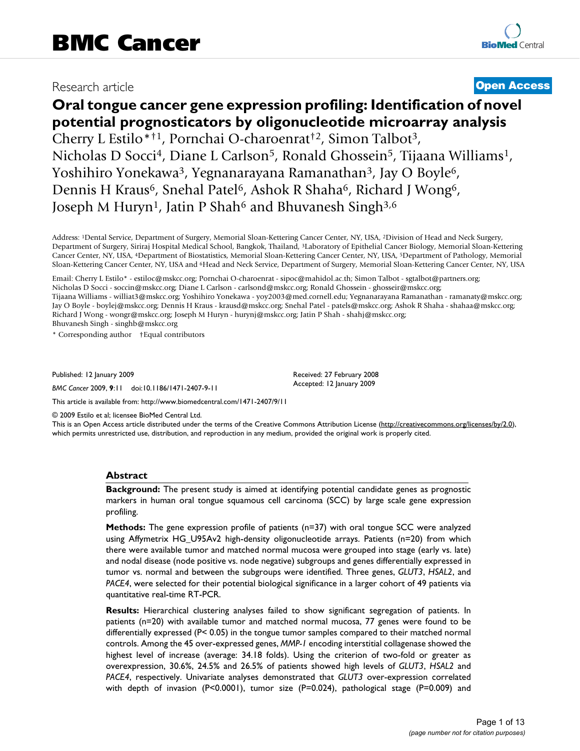BMC Cancer

Research article

**Open Access**

# Oral tongue cancer gene expression profiling: Identification of novel potential prognosticators by oligonucleotide microarray analysis

Cherry L Estilo*†[1], Pornchai O-charoenrat†[2], Simon Talbot[3], Nicholas D Socci[4], Diane L Carlson[5], Ronald Ghossein[5], Tijaana Williams[1], Yoshihiro Yonekawa[3], Yegnanarayana Ramanathan[3], Jay O Boyle[6], Dennis H Kraus[6], Snehal Patel[6], Ashok R Shaha[6], Richard J Wong[6], Joseph M Huryn[1], Jatin P Shah[6] and Bhuvanesh Singh[3,6]

Address: [1]Dental Service, Department of Surgery, Memorial Sloan-Kettering Cancer Center, NY, USA, [2]Division of Head and Neck Surgery, Department of Surgery, Siriraj Hospital Medical School, Bangkok, Thailand, [3]Laboratory of Epithelial Cancer Biology, Memorial Sloan-Kettering Cancer Center, NY, USA, [4]Department of Biostatistics, Memorial Sloan-Kettering Cancer Center, NY, USA, [5]Department of Pathology, Memorial Sloan-Kettering Cancer Center, NY, USA and [6]Head and Neck Service, Department of Surgery, Memorial Sloan-Kettering Cancer Center, NY, USA

Email: Cherry L Estilo* - estiloc@mskcc.org; Pornchai O-charoenrat - sipoc@mahidol.ac.th; Simon Talbot - sgtalbot@partners.org; Nicholas D Socci - soccin@mskcc.org; Diane L Carlson - carlsond@mskcc.org; Ronald Ghossein - ghosseir@mskcc.org; Tijaana Williams - williat3@mskcc.org; Yoshihiro Yonekawa - yoy2003@med.cornell.edu; Yegnanarayana Ramanathan - ramanaty@mskcc.org; Jay O Boyle - boylej@mskcc.org; Dennis H Kraus - krausd@mskcc.org; Snehal Patel - patels@mskcc.org; Ashok R Shaha - shahaa@mskcc.org; Richard J Wong - wongr@mskcc.org; Joseph M Huryn - hurynj@mskcc.org; Jatin P Shah - shahj@mskcc.org; Bhuvanesh Singh - singhb@mskcc.org

\* Corresponding author    †Equal contributors

Published: 12 January 2009

*BMC Cancer* 2009, **9**:11    doi:10.1186/1471-2407-9-11

Received: 27 February 2008
Accepted: 12 January 2009

This article is available from: http://www.biomedcentral.com/1471-2407/9/11

© 2009 Estilo et al; licensee BioMed Central Ltd.
This is an Open Access article distributed under the terms of the Creative Commons Attribution License (http://creativecommons.org/licenses/by/2.0), which permits unrestricted use, distribution, and reproduction in any medium, provided the original work is properly cited.

## Abstract

**Background:** The present study is aimed at identifying potential candidate genes as prognostic markers in human oral tongue squamous cell carcinoma (SCC) by large scale gene expression profiling.

**Methods:** The gene expression profile of patients (n=37) with oral tongue SCC were analyzed using Affymetrix HG_U95Av2 high-density oligonucleotide arrays. Patients (n=20) from which there were available tumor and matched normal mucosa were grouped into stage (early vs. late) and nodal disease (node positive vs. node negative) subgroups and genes differentially expressed in tumor vs. normal and between the subgroups were identified. Three genes, *GLUT3*, *HSAL2*, and *PACE4*, were selected for their potential biological significance in a larger cohort of 49 patients via quantitative real-time RT-PCR.

**Results:** Hierarchical clustering analyses failed to show significant segregation of patients. In patients (n=20) with available tumor and matched normal mucosa, 77 genes were found to be differentially expressed ($P< 0.05$) in the tongue tumor samples compared to their matched normal controls. Among the 45 over-expressed genes, *MMP-1* encoding interstitial collagenase showed the highest level of increase (average: 34.18 folds). Using the criterion of two-fold or greater as overexpression, 30.6%, 24.5% and 26.5% of patients showed high levels of *GLUT3*, *HSAL2* and *PACE4*, respectively. Univariate analyses demonstrated that *GLUT3* over-expression correlated with depth of invasion ($P<0.0001$), tumor size ($P=0.024$), pathological stage ($P=0.009$) and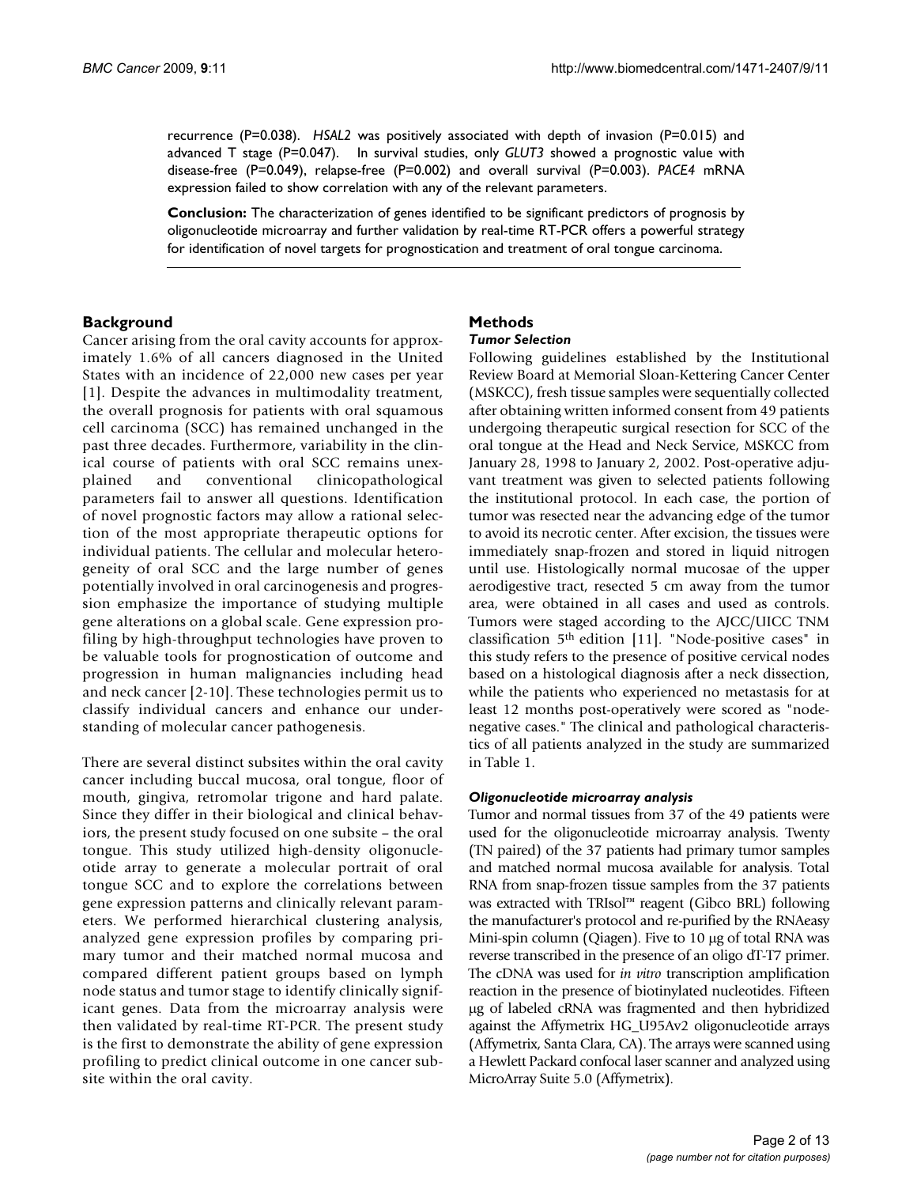recurrence (P=0.038). *HSAL2* was positively associated with depth of invasion (P=0.015) and advanced T stage (P=0.047). In survival studies, only *GLUT3* showed a prognostic value with disease-free (P=0.049), relapse-free (P=0.002) and overall survival (P=0.003). *PACE4* mRNA expression failed to show correlation with any of the relevant parameters.

**Conclusion:** The characterization of genes identified to be significant predictors of prognosis by oligonucleotide microarray and further validation by real-time RT-PCR offers a powerful strategy for identification of novel targets for prognostication and treatment of oral tongue carcinoma.

## Background

Cancer arising from the oral cavity accounts for approximately 1.6% of all cancers diagnosed in the United States with an incidence of 22,000 new cases per year [1]. Despite the advances in multimodality treatment, the overall prognosis for patients with oral squamous cell carcinoma (SCC) has remained unchanged in the past three decades. Furthermore, variability in the clinical course of patients with oral SCC remains unexplained and conventional clinicopathological parameters fail to answer all questions. Identification of novel prognostic factors may allow a rational selection of the most appropriate therapeutic options for individual patients. The cellular and molecular heterogeneity of oral SCC and the large number of genes potentially involved in oral carcinogenesis and progression emphasize the importance of studying multiple gene alterations on a global scale. Gene expression profiling by high-throughput technologies have proven to be valuable tools for prognostication of outcome and progression in human malignancies including head and neck cancer [2-10]. These technologies permit us to classify individual cancers and enhance our understanding of molecular cancer pathogenesis.

There are several distinct subsites within the oral cavity cancer including buccal mucosa, oral tongue, floor of mouth, gingiva, retromolar trigone and hard palate. Since they differ in their biological and clinical behaviors, the present study focused on one subsite – the oral tongue. This study utilized high-density oligonucleotide array to generate a molecular portrait of oral tongue SCC and to explore the correlations between gene expression patterns and clinically relevant parameters. We performed hierarchical clustering analysis, analyzed gene expression profiles by comparing primary tumor and their matched normal mucosa and compared different patient groups based on lymph node status and tumor stage to identify clinically significant genes. Data from the microarray analysis were then validated by real-time RT-PCR. The present study is the first to demonstrate the ability of gene expression profiling to predict clinical outcome in one cancer subsite within the oral cavity.

## Methods

### *Tumor Selection*

Following guidelines established by the Institutional Review Board at Memorial Sloan-Kettering Cancer Center (MSKCC), fresh tissue samples were sequentially collected after obtaining written informed consent from 49 patients undergoing therapeutic surgical resection for SCC of the oral tongue at the Head and Neck Service, MSKCC from January 28, 1998 to January 2, 2002. Post-operative adjuvant treatment was given to selected patients following the institutional protocol. In each case, the portion of tumor was resected near the advancing edge of the tumor to avoid its necrotic center. After excision, the tissues were immediately snap-frozen and stored in liquid nitrogen until use. Histologically normal mucosae of the upper aerodigestive tract, resected 5 cm away from the tumor area, were obtained in all cases and used as controls. Tumors were staged according to the AJCC/UICC TNM classification 5th edition [11]. "Node-positive cases" in this study refers to the presence of positive cervical nodes based on a histological diagnosis after a neck dissection, while the patients who experienced no metastasis for at least 12 months post-operatively were scored as "node-negative cases." The clinical and pathological characteristics of all patients analyzed in the study are summarized in Table 1.

### *Oligonucleotide microarray analysis*

Tumor and normal tissues from 37 of the 49 patients were used for the oligonucleotide microarray analysis. Twenty (TN paired) of the 37 patients had primary tumor samples and matched normal mucosa available for analysis. Total RNA from snap-frozen tissue samples from the 37 patients was extracted with TRIsol™ reagent (Gibco BRL) following the manufacturer's protocol and re-purified by the RNAeasy Mini-spin column (Qiagen). Five to 10 μg of total RNA was reverse transcribed in the presence of an oligo dT-T7 primer. The cDNA was used for *in vitro* transcription amplification reaction in the presence of biotinylated nucleotides. Fifteen μg of labeled cRNA was fragmented and then hybridized against the Affymetrix HG_U95Av2 oligonucleotide arrays (Affymetrix, Santa Clara, CA). The arrays were scanned using a Hewlett Packard confocal laser scanner and analyzed using MicroArray Suite 5.0 (Affymetrix).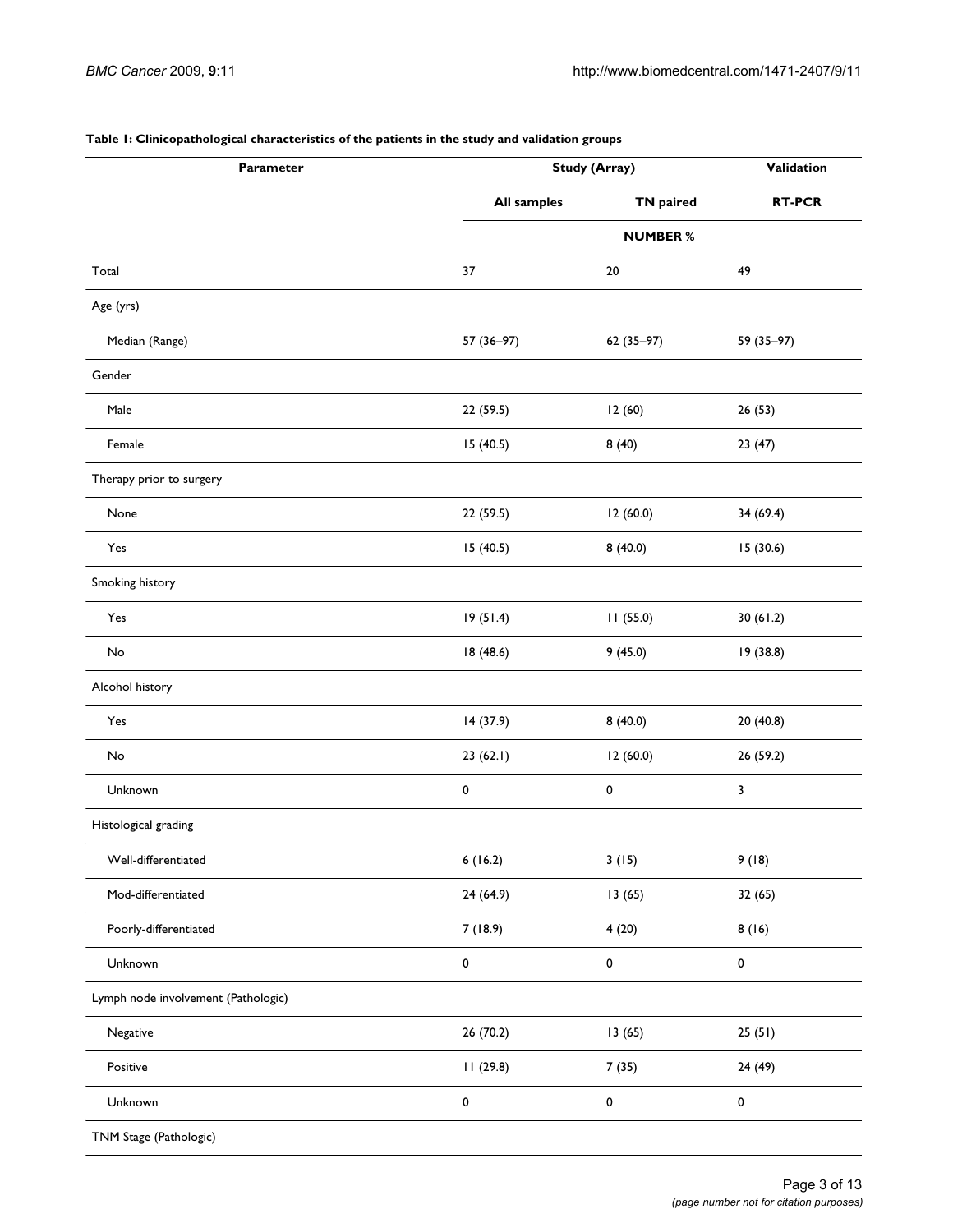**Table 1: Clinicopathological characteristics of the patients in the study and validation groups**

| Parameter | Study (Array) | | Validation |
|---|---|---|---|
| | All samples | TN paired | RT-PCR |
| | | NUMBER % | |
| Total | 37 | 20 | 49 |
| Age (yrs) | | | |
| Median (Range) | 57 (36–97) | 62 (35–97) | 59 (35–97) |
| Gender | | | |
| Male | 22 (59.5) | 12 (60) | 26 (53) |
| Female | 15 (40.5) | 8 (40) | 23 (47) |
| Therapy prior to surgery | | | |
| None | 22 (59.5) | 12 (60.0) | 34 (69.4) |
| Yes | 15 (40.5) | 8 (40.0) | 15 (30.6) |
| Smoking history | | | |
| Yes | 19 (51.4) | 11 (55.0) | 30 (61.2) |
| No | 18 (48.6) | 9 (45.0) | 19 (38.8) |
| Alcohol history | | | |
| Yes | 14 (37.9) | 8 (40.0) | 20 (40.8) |
| No | 23 (62.1) | 12 (60.0) | 26 (59.2) |
| Unknown | 0 | 0 | 3 |
| Histological grading | | | |
| Well-differentiated | 6 (16.2) | 3 (15) | 9 (18) |
| Mod-differentiated | 24 (64.9) | 13 (65) | 32 (65) |
| Poorly-differentiated | 7 (18.9) | 4 (20) | 8 (16) |
| Unknown | 0 | 0 | 0 |
| Lymph node involvement (Pathologic) | | | |
| Negative | 26 (70.2) | 13 (65) | 25 (51) |
| Positive | 11 (29.8) | 7 (35) | 24 (49) |
| Unknown | 0 | 0 | 0 |
| TNM Stage (Pathologic) | | | |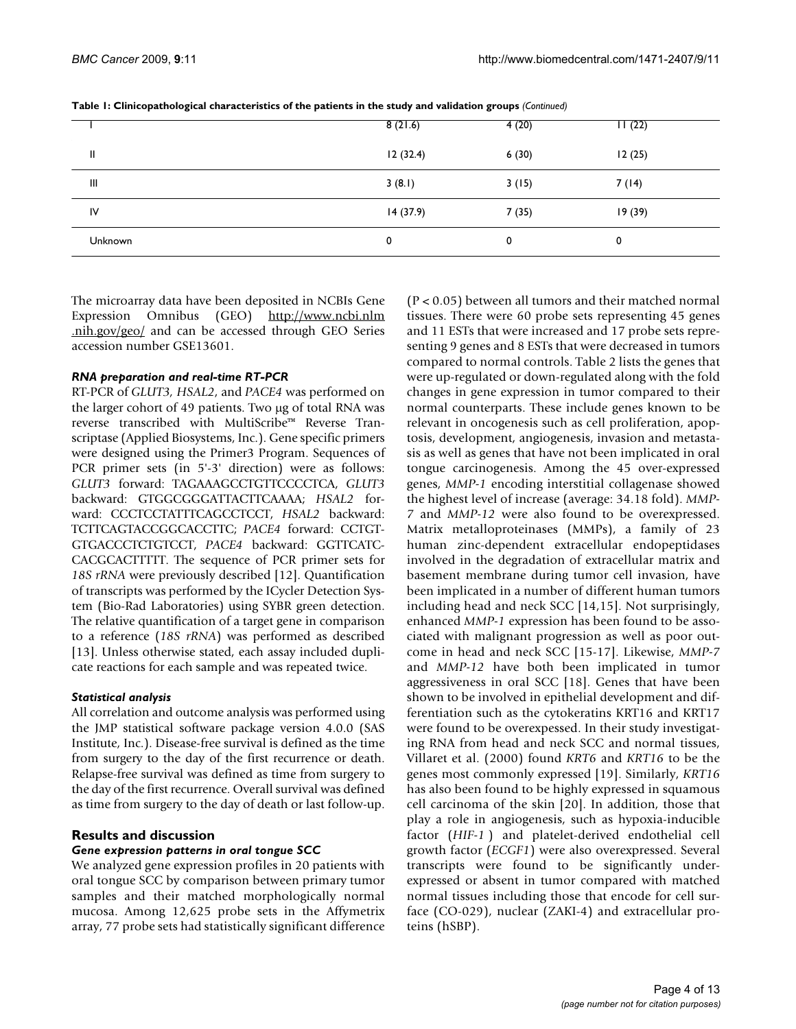**Table 1: Clinicopathological characteristics of the patients in the study and validation groups** *(Continued)*

| | | | |
|---|---|---|---|
| I | 8 (21.6) | 4 (20) | 11 (22) |
| II | 12 (32.4) | 6 (30) | 12 (25) |
| III | 3 (8.1) | 3 (15) | 7 (14) |
| IV | 14 (37.9) | 7 (35) | 19 (39) |
| Unknown | 0 | 0 | 0 |

The microarray data have been deposited in NCBIs Gene Expression Omnibus (GEO) http://www.ncbi.nlm.nih.gov/geo/ and can be accessed through GEO Series accession number GSE13601.

### *RNA preparation and real-time RT-PCR*

RT-PCR of *GLUT3, HSAL2*, and *PACE4* was performed on the larger cohort of 49 patients. Two μg of total RNA was reverse transcribed with MultiScribe™ Reverse Transcriptase (Applied Biosystems, Inc.). Gene specific primers were designed using the Primer3 Program. Sequences of PCR primer sets (in 5'-3' direction) were as follows: *GLUT3* forward: TAGAAAGCCTGTTCCCCTCA, *GLUT3* backward: GTGGCGGGATTACTTCAAAA; *HSAL2* forward: CCCTCCTATTTCAGCCTCCT, *HSAL2* backward: TCTTCAGTACCGGCACCTTC; *PACE4* forward: CCTGTGTGACCCTCTGTCCT, *PACE4* backward: GGTTCATCCACGCACTTTTT. The sequence of PCR primer sets for *18S rRNA* were previously described [12]. Quantification of transcripts was performed by the ICycler Detection System (Bio-Rad Laboratories) using SYBR green detection. The relative quantification of a target gene in comparison to a reference (*18S rRNA*) was performed as described [13]. Unless otherwise stated, each assay included duplicate reactions for each sample and was repeated twice.

### *Statistical analysis*

All correlation and outcome analysis was performed using the JMP statistical software package version 4.0.0 (SAS Institute, Inc.). Disease-free survival is defined as the time from surgery to the day of the first recurrence or death. Relapse-free survival was defined as time from surgery to the day of the first recurrence. Overall survival was defined as time from surgery to the day of death or last follow-up.

## Results and discussion

### *Gene expression patterns in oral tongue SCC*

We analyzed gene expression profiles in 20 patients with oral tongue SCC by comparison between primary tumor samples and their matched morphologically normal mucosa. Among 12,625 probe sets in the Affymetrix array, 77 probe sets had statistically significant difference ($P < 0.05$) between all tumors and their matched normal tissues. There were 60 probe sets representing 45 genes and 11 ESTs that were increased and 17 probe sets representing 9 genes and 8 ESTs that were decreased in tumors compared to normal controls. Table 2 lists the genes that were up-regulated or down-regulated along with the fold changes in gene expression in tumor compared to their normal counterparts. These include genes known to be relevant in oncogenesis such as cell proliferation, apoptosis, development, angiogenesis, invasion and metastasis as well as genes that have not been implicated in oral tongue carcinogenesis. Among the 45 over-expressed genes, *MMP-1* encoding interstitial collagenase showed the highest level of increase (average: 34.18 fold). *MMP-7* and *MMP-12* were also found to be overexpressed. Matrix metalloproteinases (MMPs), a family of 23 human zinc-dependent extracellular endopeptidases involved in the degradation of extracellular matrix and basement membrane during tumor cell invasion, have been implicated in a number of different human tumors including head and neck SCC [14,15]. Not surprisingly, enhanced *MMP-1* expression has been found to be associated with malignant progression as well as poor outcome in head and neck SCC [15-17]. Likewise, *MMP-7* and *MMP-12* have both been implicated in tumor aggressiveness in oral SCC [18]. Genes that have been shown to be involved in epithelial development and differentiation such as the cytokeratins KRT16 and KRT17 were found to be overexpressed. In their study investigating RNA from head and neck SCC and normal tissues, Villaret et al. (2000) found *KRT6* and *KRT16* to be the genes most commonly expressed [19]. Similarly, *KRT16* has also been found to be highly expressed in squamous cell carcinoma of the skin [20]. In addition, those that play a role in angiogenesis, such as hypoxia-inducible factor (*HIF-1* ) and platelet-derived endothelial cell growth factor (*ECGF1*) were also overexpressed. Several transcripts were found to be significantly underexpressed or absent in tumor compared with matched normal tissues including those that encode for cell surface (CO-029), nuclear (ZAKI-4) and extracellular proteins (hSBP).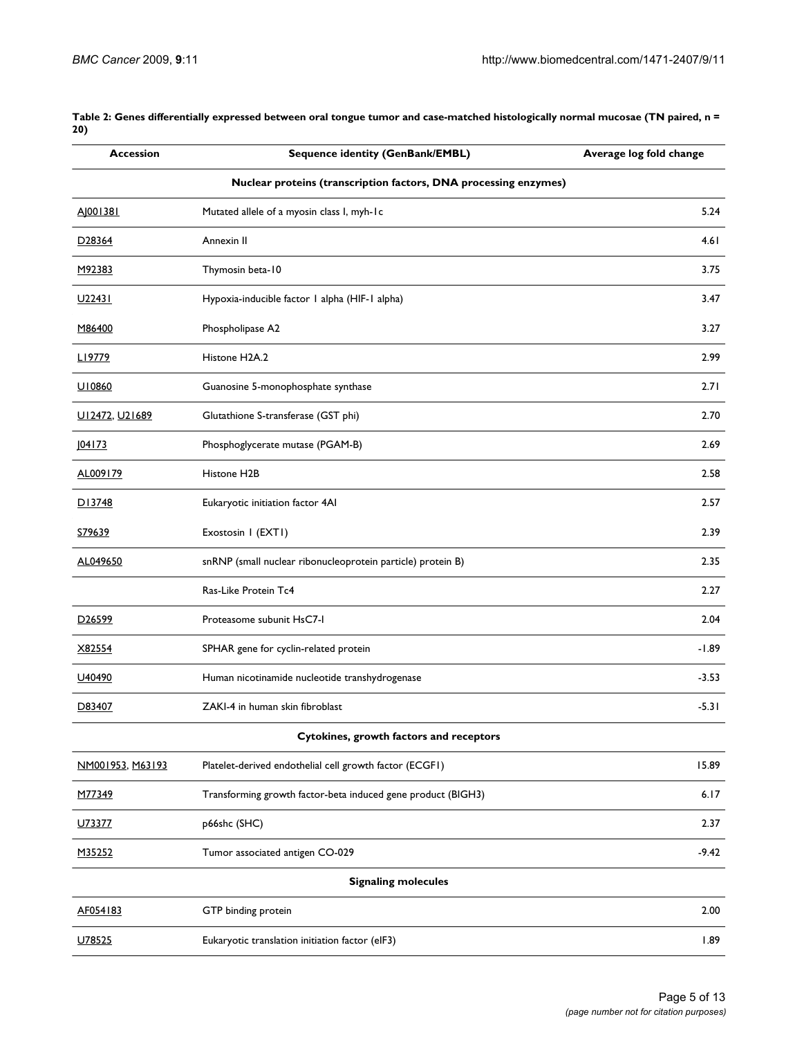**Table 2: Genes differentially expressed between oral tongue tumor and case-matched histologically normal mucosae (TN paired, n = 20)**

| Accession | Sequence identity (GenBank/EMBL) | Average log fold change |
| --- | --- | --- |
| | **Nuclear proteins (transcription factors, DNA processing enzymes)** | |
| AJ001381 | Mutated allele of a myosin class I, myh-1c | 5.24 |
| D28364 | Annexin II | 4.61 |
| M92383 | Thymosin beta-10 | 3.75 |
| U22431 | Hypoxia-inducible factor 1 alpha (HIF-1 alpha) | 3.47 |
| M86400 | Phospholipase A2 | 3.27 |
| L19779 | Histone H2A.2 | 2.99 |
| U10860 | Guanosine 5-monophosphate synthase | 2.71 |
| U12472, U21689 | Glutathione S-transferase (GST phi) | 2.70 |
| J04173 | Phosphoglycerate mutase (PGAM-B) | 2.69 |
| AL009179 | Histone H2B | 2.58 |
| D13748 | Eukaryotic initiation factor 4AI | 2.57 |
| S79639 | Exostosin 1 (EXT1) | 2.39 |
| AL049650 | snRNP (small nuclear ribonucleoprotein particle) protein B) | 2.35 |
| | Ras-Like Protein Tc4 | 2.27 |
| D26599 | Proteasome subunit HsC7-I | 2.04 |
| X82554 | SPHAR gene for cyclin-related protein | -1.89 |
| U40490 | Human nicotinamide nucleotide transhydrogenase | -3.53 |
| D83407 | ZAKI-4 in human skin fibroblast | -5.31 |
| | **Cytokines, growth factors and receptors** | |
| NM001953, M63193 | Platelet-derived endothelial cell growth factor (ECGF1) | 15.89 |
| M77349 | Transforming growth factor-beta induced gene product (BIGH3) | 6.17 |
| U73377 | p66shc (SHC) | 2.37 |
| M35252 | Tumor associated antigen CO-029 | -9.42 |
| | **Signaling molecules** | |
| AF054183 | GTP binding protein | 2.00 |
| U78525 | Eukaryotic translation initiation factor (eIF3) | 1.89 |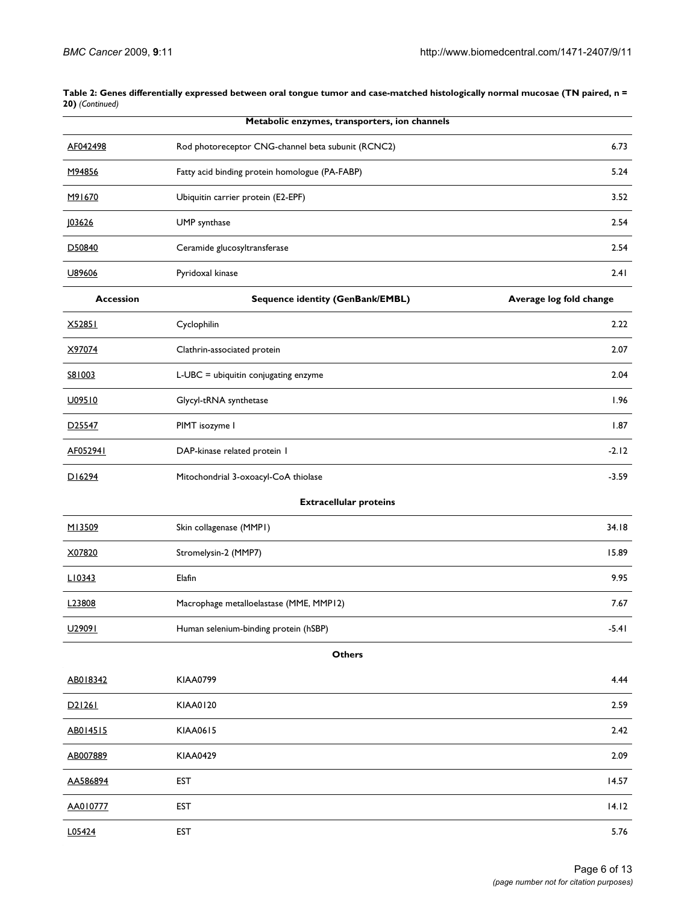**Table 2: Genes differentially expressed between oral tongue tumor and case-matched histologically normal mucosae (TN paired, n = 20)** *(Continued)*

| Accession | Sequence identity (GenBank/EMBL) | Average log fold change |
|---|---|---|
| | **Metabolic enzymes, transporters, ion channels** | |
| AF042498 | Rod photoreceptor CNG-channel beta subunit (RCNC2) | 6.73 |
| M94856 | Fatty acid binding protein homologue (PA-FABP) | 5.24 |
| M91670 | Ubiquitin carrier protein (E2-EPF) | 3.52 |
| J03626 | UMP synthase | 2.54 |
| D50840 | Ceramide glucosyltransferase | 2.54 |
| U89606 | Pyridoxal kinase | 2.41 |
| X52851 | Cyclophilin | 2.22 |
| X97074 | Clathrin-associated protein | 2.07 |
| S81003 | L-UBC = ubiquitin conjugating enzyme | 2.04 |
| U09510 | Glycyl-tRNA synthetase | 1.96 |
| D25547 | PIMT isozyme I | 1.87 |
| AF052941 | DAP-kinase related protein 1 | -2.12 |
| D16294 | Mitochondrial 3-oxoacyl-CoA thiolase | -3.59 |
| | **Extracellular proteins** | |
| M13509 | Skin collagenase (MMP1) | 34.18 |
| X07820 | Stromelysin-2 (MMP7) | 15.89 |
| L10343 | Elafin | 9.95 |
| L23808 | Macrophage metalloelastase (MME, MMP12) | 7.67 |
| U29091 | Human selenium-binding protein (hSBP) | -5.41 |
| | **Others** | |
| AB018342 | KIAA0799 | 4.44 |
| D21261 | KIAA0120 | 2.59 |
| AB014515 | KIAA0615 | 2.42 |
| AB007889 | KIAA0429 | 2.09 |
| AA586894 | EST | 14.57 |
| AA010777 | EST | 14.12 |
| L05424 | EST | 5.76 |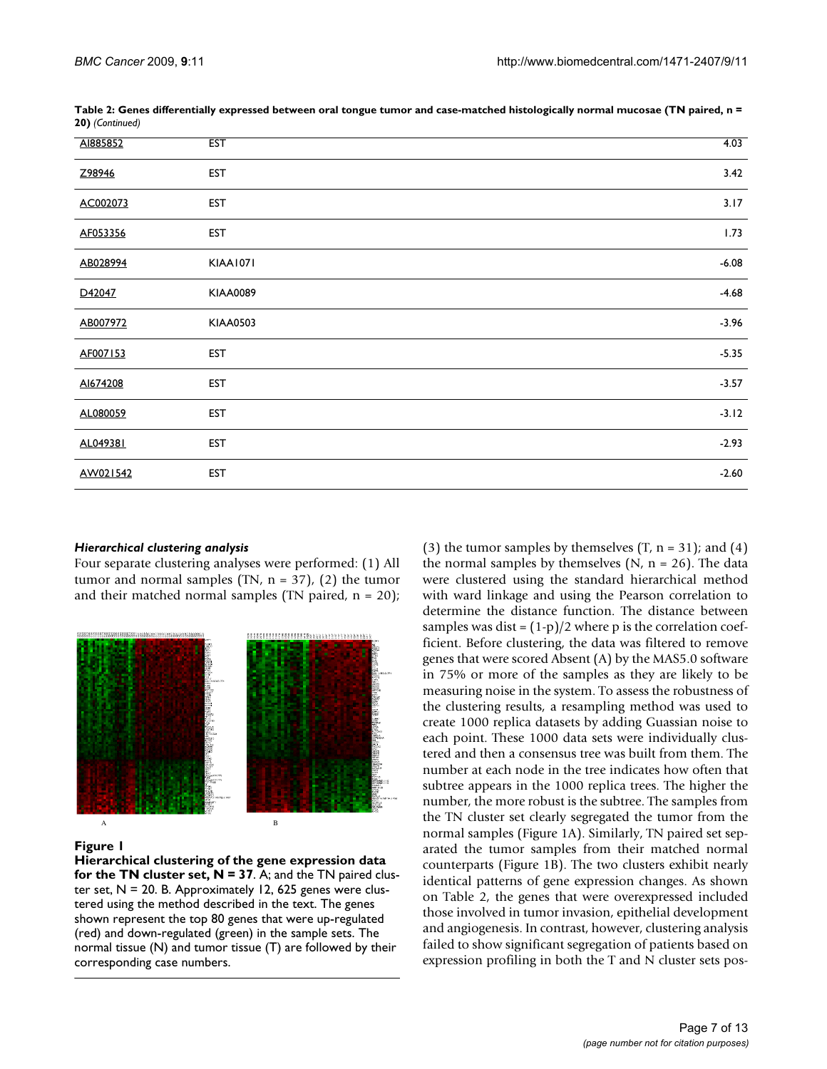**Table 2: Genes differentially expressed between oral tongue tumor and case-matched histologically normal mucosae (TN paired, n = 20)** *(Continued)*

| | | |
|---|---|---|
| AI885852 | EST | 4.03 |
| Z98946 | EST | 3.42 |
| AC002073 | EST | 3.17 |
| AF053356 | EST | 1.73 |
| AB028994 | KIAA1071 | -6.08 |
| D42047 | KIAA0089 | -4.68 |
| AB007972 | KIAA0503 | -3.96 |
| AF007153 | EST | -5.35 |
| AI674208 | EST | -3.57 |
| AL080059 | EST | -3.12 |
| AL049381 | EST | -2.93 |
| AW021542 | EST | -2.60 |

### *Hierarchical clustering analysis*

Four separate clustering analyses were performed: (1) All tumor and normal samples (TN, n = 37), (2) the tumor and their matched normal samples (TN paired, n = 20); (3) the tumor samples by themselves (T, n = 31); and (4) the normal samples by themselves (N, n = 26). The data were clustered using the standard hierarchical method with ward linkage and using the Pearson correlation to determine the distance function. The distance between samples was dist = (1-p)/2 where p is the correlation coefficient. Before clustering, the data was filtered to remove genes that were scored Absent (A) by the MAS5.0 software in 75% or more of the samples as they are likely to be measuring noise in the system. To assess the robustness of the clustering results, a resampling method was used to create 1000 replica datasets by adding Guassian noise to each point. These 1000 data sets were individually clustered and then a consensus tree was built from them. The number at each node in the tree indicates how often that subtree appears in the 1000 replica trees. The higher the number, the more robust is the subtree. The samples from the TN cluster set clearly segregated the tumor from the normal samples (Figure 1A). Similarly, TN paired set separated the tumor samples from their matched normal counterparts (Figure 1B). The two clusters exhibit nearly identical patterns of gene expression changes. As shown on Table 2, the genes that were overexpressed included those involved in tumor invasion, epithelial development and angiogenesis. In contrast, however, clustering analysis failed to show significant segregation of patients based on expression profiling in both the T and N cluster sets pos-

**Figure 1**

**Hierarchical clustering of the gene expression data for the TN cluster set, N = 37**. A; and the TN paired cluster set, N = 20. B. Approximately 12, 625 genes were clustered using the method described in the text. The genes shown represent the top 80 genes that were up-regulated (red) and down-regulated (green) in the sample sets. The normal tissue (N) and tumor tissue (T) are followed by their corresponding case numbers.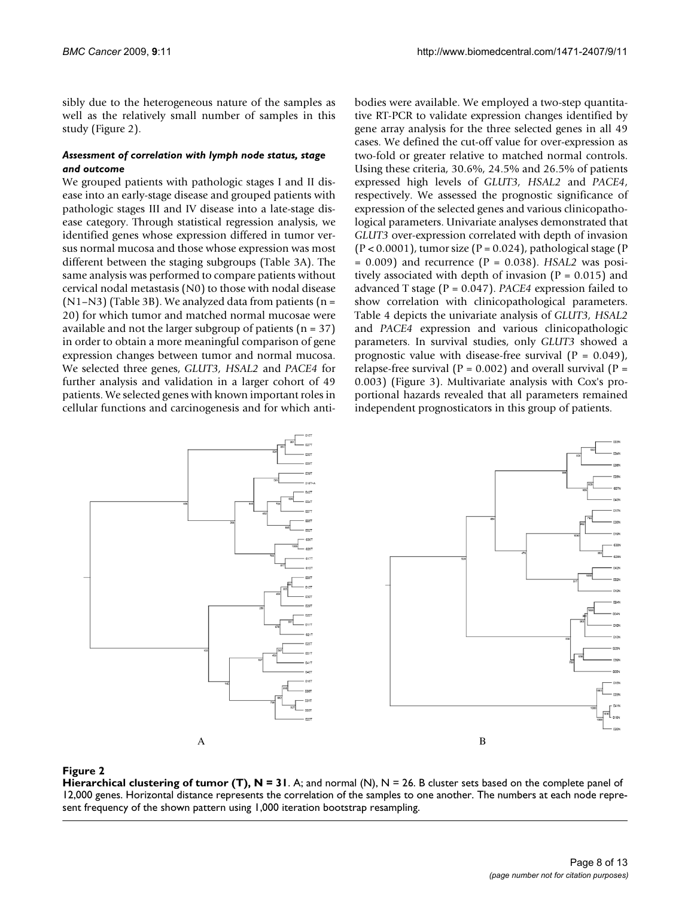sibly due to the heterogeneous nature of the samples as well as the relatively small number of samples in this study (Figure 2).

#### *Assessment of correlation with lymph node status, stage and outcome*

We grouped patients with pathologic stages I and II disease into an early-stage disease and grouped patients with pathologic stages III and IV disease into a late-stage disease category. Through statistical regression analysis, we identified genes whose expression differed in tumor versus normal mucosa and those whose expression was most different between the staging subgroups (Table 3A). The same analysis was performed to compare patients without cervical nodal metastasis (N0) to those with nodal disease (N1–N3) (Table 3B). We analyzed data from patients (n = 20) for which tumor and matched normal mucosae were available and not the larger subgroup of patients (n = 37) in order to obtain a more meaningful comparison of gene expression changes between tumor and normal mucosa. We selected three genes, *GLUT3*, *HSAL2* and *PACE4* for further analysis and validation in a larger cohort of 49 patients. We selected genes with known important roles in cellular functions and carcinogenesis and for which antibodies were available. We employed a two-step quantitative RT-PCR to validate expression changes identified by gene array analysis for the three selected genes in all 49 cases. We defined the cut-off value for over-expression as two-fold or greater relative to matched normal controls. Using these criteria, 30.6%, 24.5% and 26.5% of patients expressed high levels of *GLUT3*, *HSAL2* and *PACE4*, respectively. We assessed the prognostic significance of expression of the selected genes and various clinicopathological parameters. Univariate analyses demonstrated that *GLUT3* over-expression correlated with depth of invasion ($P < 0.0001$), tumor size ($P = 0.024$), pathological stage ($P = 0.009$) and recurrence ($P = 0.038$). *HSAL2* was positively associated with depth of invasion ($P = 0.015$) and advanced T stage ($P = 0.047$). *PACE4* expression failed to show correlation with clinicopathological parameters. Table 4 depicts the univariate analysis of *GLUT3*, *HSAL2* and *PACE4* expression and various clinicopathologic parameters. In survival studies, only *GLUT3* showed a prognostic value with disease-free survival ($P = 0.049$), relapse-free survival ($P = 0.002$) and overall survival ($P = 0.003$) (Figure 3). Multivariate analysis with Cox's proportional hazards revealed that all parameters remained independent prognosticators in this group of patients.

**Figure 2**

**Hierarchical clustering of tumor (T), N = 31**. A; and normal (N), N = 26. B cluster sets based on the complete panel of 12,000 genes. Horizontal distance represents the correlation of the samples to one another. The numbers at each node represent frequency of the shown pattern using 1,000 iteration bootstrap resampling.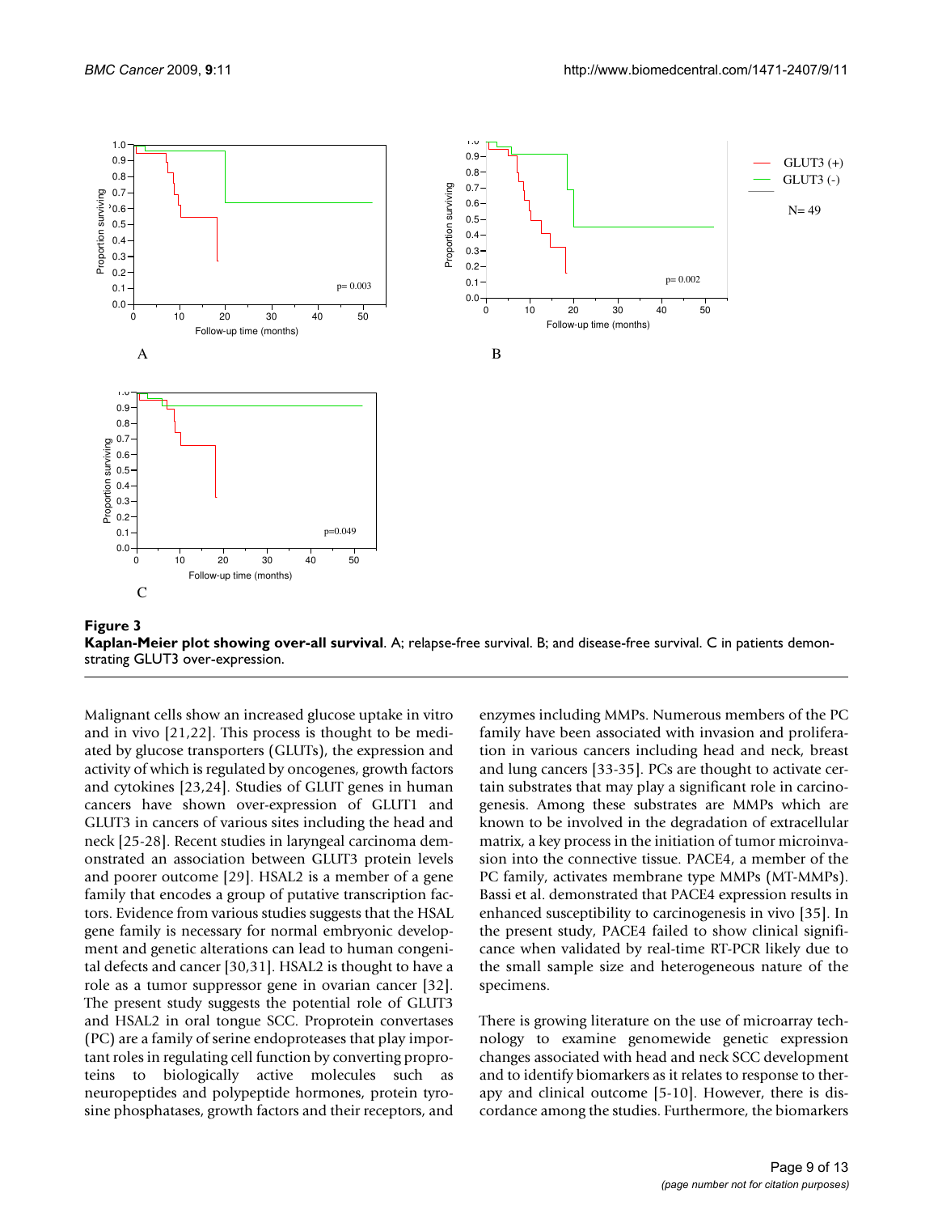**Figure 3**

**Kaplan-Meier plot showing over-all survival**. A; relapse-free survival. B; and disease-free survival. C in patients demonstrating GLUT3 over-expression.

Malignant cells show an increased glucose uptake in vitro and in vivo [21,22]. This process is thought to be mediated by glucose transporters (GLUTs), the expression and activity of which is regulated by oncogenes, growth factors and cytokines [23,24]. Studies of GLUT genes in human cancers have shown over-expression of GLUT1 and GLUT3 in cancers of various sites including the head and neck [25-28]. Recent studies in laryngeal carcinoma demonstrated an association between GLUT3 protein levels and poorer outcome [29]. HSAL2 is a member of a gene family that encodes a group of putative transcription factors. Evidence from various studies suggests that the HSAL gene family is necessary for normal embryonic development and genetic alterations can lead to human congenital defects and cancer [30,31]. HSAL2 is thought to have a role as a tumor suppressor gene in ovarian cancer [32]. The present study suggests the potential role of GLUT3 and HSAL2 in oral tongue SCC. Proprotein convertases (PC) are a family of serine endoproteases that play important roles in regulating cell function by converting proproteins to biologically active molecules such as neuropeptides and polypeptide hormones, protein tyrosine phosphatases, growth factors and their receptors, and enzymes including MMPs. Numerous members of the PC family have been associated with invasion and proliferation in various cancers including head and neck, breast and lung cancers [33-35]. PCs are thought to activate certain substrates that may play a significant role in carcinogenesis. Among these substrates are MMPs which are known to be involved in the degradation of extracellular matrix, a key process in the initiation of tumor microinvasion into the connective tissue. PACE4, a member of the PC family, activates membrane type MMPs (MT-MMPs). Bassi et al. demonstrated that PACE4 expression results in enhanced susceptibility to carcinogenesis in vivo [35]. In the present study, PACE4 failed to show clinical significance when validated by real-time RT-PCR likely due to the small sample size and heterogeneous nature of the specimens.

There is growing literature on the use of microarray technology to examine genomewide genetic expression changes associated with head and neck SCC development and to identify biomarkers as it relates to response to therapy and clinical outcome [5-10]. However, there is discordance among the studies. Furthermore, the biomarkers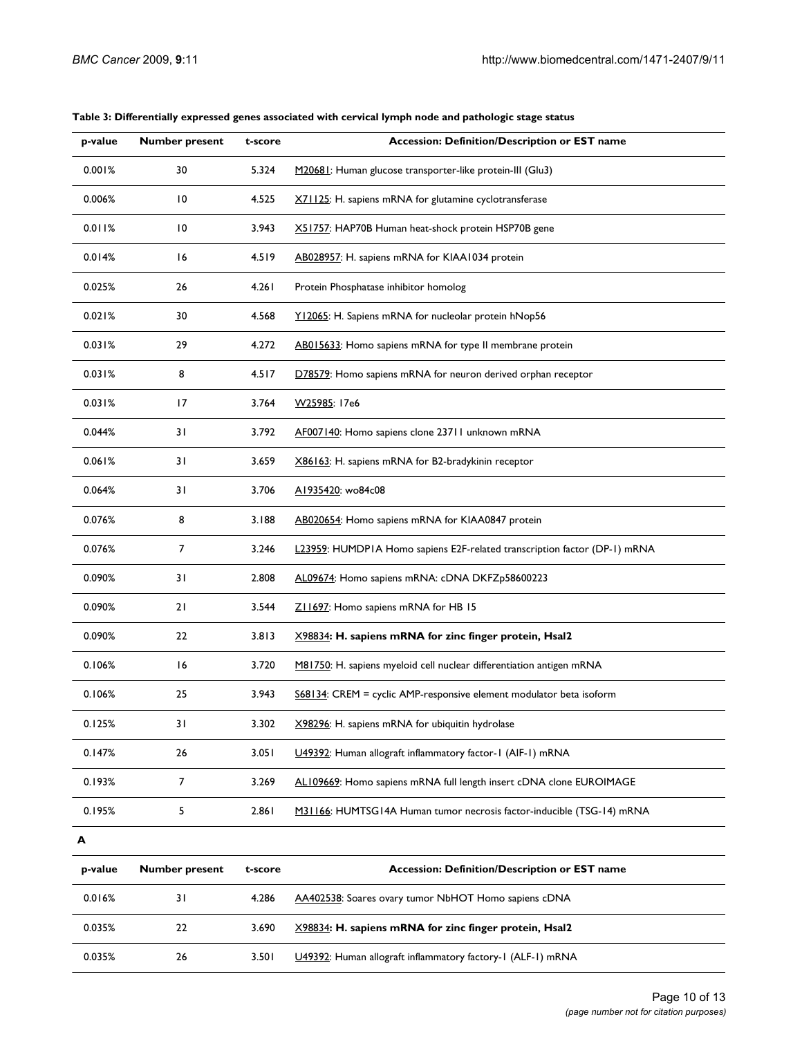**Table 3: Differentially expressed genes associated with cervical lymph node and pathologic stage status**

| p-value | Number present | t-score | Accession: Definition/Description or EST name |
| --- | --- | --- | --- |
| 0.001% | 30 | 5.324 | M20681: Human glucose transporter-like protein-III (Glu3) |
| 0.006% | 10 | 4.525 | X71125: H. sapiens mRNA for glutamine cyclotransferase |
| 0.011% | 10 | 3.943 | X51757: HAP70B Human heat-shock protein HSP70B gene |
| 0.014% | 16 | 4.519 | AB028957: H. sapiens mRNA for KIAA1034 protein |
| 0.025% | 26 | 4.261 | Protein Phosphatase inhibitor homolog |
| 0.021% | 30 | 4.568 | Y12065: H. Sapiens mRNA for nucleolar protein hNop56 |
| 0.031% | 29 | 4.272 | AB015633: Homo sapiens mRNA for type II membrane protein |
| 0.031% | 8 | 4.517 | D78579: Homo sapiens mRNA for neuron derived orphan receptor |
| 0.031% | 17 | 3.764 | W25985: 17e6 |
| 0.044% | 31 | 3.792 | AF007140: Homo sapiens clone 23711 unknown mRNA |
| 0.061% | 31 | 3.659 | X86163: H. sapiens mRNA for B2-bradykinin receptor |
| 0.064% | 31 | 3.706 | A1935420: wo84c08 |
| 0.076% | 8 | 3.188 | AB020654: Homo sapiens mRNA for KIAA0847 protein |
| 0.076% | 7 | 3.246 | L23959: HUMDP1A Homo sapiens E2F-related transcription factor (DP-1) mRNA |
| 0.090% | 31 | 2.808 | AL09674: Homo sapiens mRNA: cDNA DKFZp58600223 |
| 0.090% | 21 | 3.544 | Z11697: Homo sapiens mRNA for HB 15 |
| 0.090% | 22 | 3.813 | X98834**: H. sapiens mRNA for zinc finger protein, Hsal2** |
| 0.106% | 16 | 3.720 | M81750: H. sapiens myeloid cell nuclear differentiation antigen mRNA |
| 0.106% | 25 | 3.943 | S68134: CREM = cyclic AMP-responsive element modulator beta isoform |
| 0.125% | 31 | 3.302 | X98296: H. sapiens mRNA for ubiquitin hydrolase |
| 0.147% | 26 | 3.051 | U49392: Human allograft inflammatory factor-1 (AIF-1) mRNA |
| 0.193% | 7 | 3.269 | AL109669: Homo sapiens mRNA full length insert cDNA clone EUROIMAGE |
| 0.195% | 5 | 2.861 | M31166: HUMTSG14A Human tumor necrosis factor-inducible (TSG-14) mRNA |

**A**

| p-value | Number present | t-score | Accession: Definition/Description or EST name |
| --- | --- | --- | --- |
| 0.016% | 31 | 4.286 | AA402538: Soares ovary tumor NbHOT Homo sapiens cDNA |
| 0.035% | 22 | 3.690 | X98834**: H. sapiens mRNA for zinc finger protein, Hsal2** |
| 0.035% | 26 | 3.501 | U49392: Human allograft inflammatory factory-1 (ALF-1) mRNA |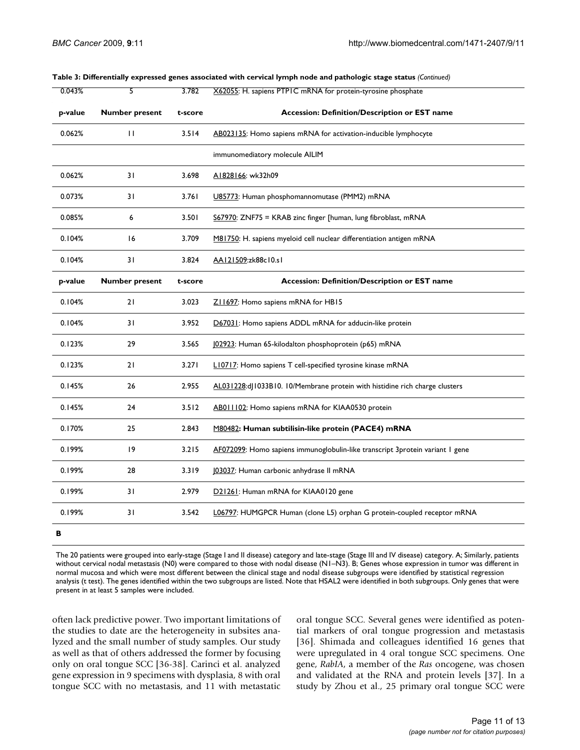**Table 3: Differentially expressed genes associated with cervical lymph node and pathologic stage status** *(Continued)*

| p-value | Number present | t-score | Accession: Definition/Description or EST name |
| --- | --- | --- | --- |
| 0.043% | 5 | 3.782 | X62055: H. sapiens PTP1C mRNA for protein-tyrosine phosphate |
| 0.062% | 11 | 3.514 | AB023135: Homo sapiens mRNA for activation-inducible lymphocyte immunomediatory molecule AILIM |
| 0.062% | 31 | 3.698 | AI828166: wk32h09 |
| 0.073% | 31 | 3.761 | U85773: Human phosphomannomutase (PMM2) mRNA |
| 0.085% | 6 | 3.501 | S67970: ZNF75 = KRAB zinc finger [human, lung fibroblast, mRNA |
| 0.104% | 16 | 3.709 | M81750: H. sapiens myeloid cell nuclear differentiation antigen mRNA |
| 0.104% | 31 | 3.824 | AA121509:zk88c10.s1 |
| 0.104% | 21 | 3.023 | Z11697: Homo sapiens mRNA for HB15 |
| 0.104% | 31 | 3.952 | D67031: Homo sapiens ADDL mRNA for adducin-like protein |
| 0.123% | 29 | 3.565 | J02923: Human 65-kilodalton phosphoprotein (p65) mRNA |
| 0.123% | 21 | 3.271 | L10717: Homo sapiens T cell-specified tyrosine kinase mRNA |
| 0.145% | 26 | 2.955 | AL031228:dJ1033B10. 10/Membrane protein with histidine rich charge clusters |
| 0.145% | 24 | 3.512 | AB011102: Homo sapiens mRNA for KIAA0530 protein |
| 0.170% | 25 | 2.843 | **M80482: Human subtilisin-like protein (PACE4) mRNA** |
| 0.199% | 19 | 3.215 | AF072099: Homo sapiens immunoglobulin-like transcript 3protein variant 1 gene |
| 0.199% | 28 | 3.319 | J03037: Human carbonic anhydrase II mRNA |
| 0.199% | 31 | 2.979 | D21261: Human mRNA for KIAA0120 gene |
| 0.199% | 31 | 3.542 | L06797: HUMGPCR Human (clone L5) orphan G protein-coupled receptor mRNA |

**B**

The 20 patients were grouped into early-stage (Stage I and II disease) category and late-stage (Stage III and IV disease) category. A; Similarly, patients without cervical nodal metastasis (N0) were compared to those with nodal disease (N1–N3). B; Genes whose expression in tumor was different in normal mucosa and which were most different between the clinical stage and nodal disease subgroups were identified by statistical regression analysis (t test). The genes identified within the two subgroups are listed. Note that HSAL2 were identified in both subgroups. Only genes that were present in at least 5 samples were included.

often lack predictive power. Two important limitations of the studies to date are the heterogeneity in subsites analyzed and the small number of study samples. Our study as well as that of others addressed the former by focusing only on oral tongue SCC [36-38]. Carinci et al. analyzed gene expression in 9 specimens with dysplasia, 8 with oral tongue SCC with no metastasis, and 11 with metastatic oral tongue SCC. Several genes were identified as potential markers of oral tongue progression and metastasis [36]. Shimada and colleagues identified 16 genes that were upregulated in 4 oral tongue SCC specimens. One gene, *RabIA*, a member of the *Ras* oncogene, was chosen and validated at the RNA and protein levels [37]. In a study by Zhou et al., 25 primary oral tongue SCC were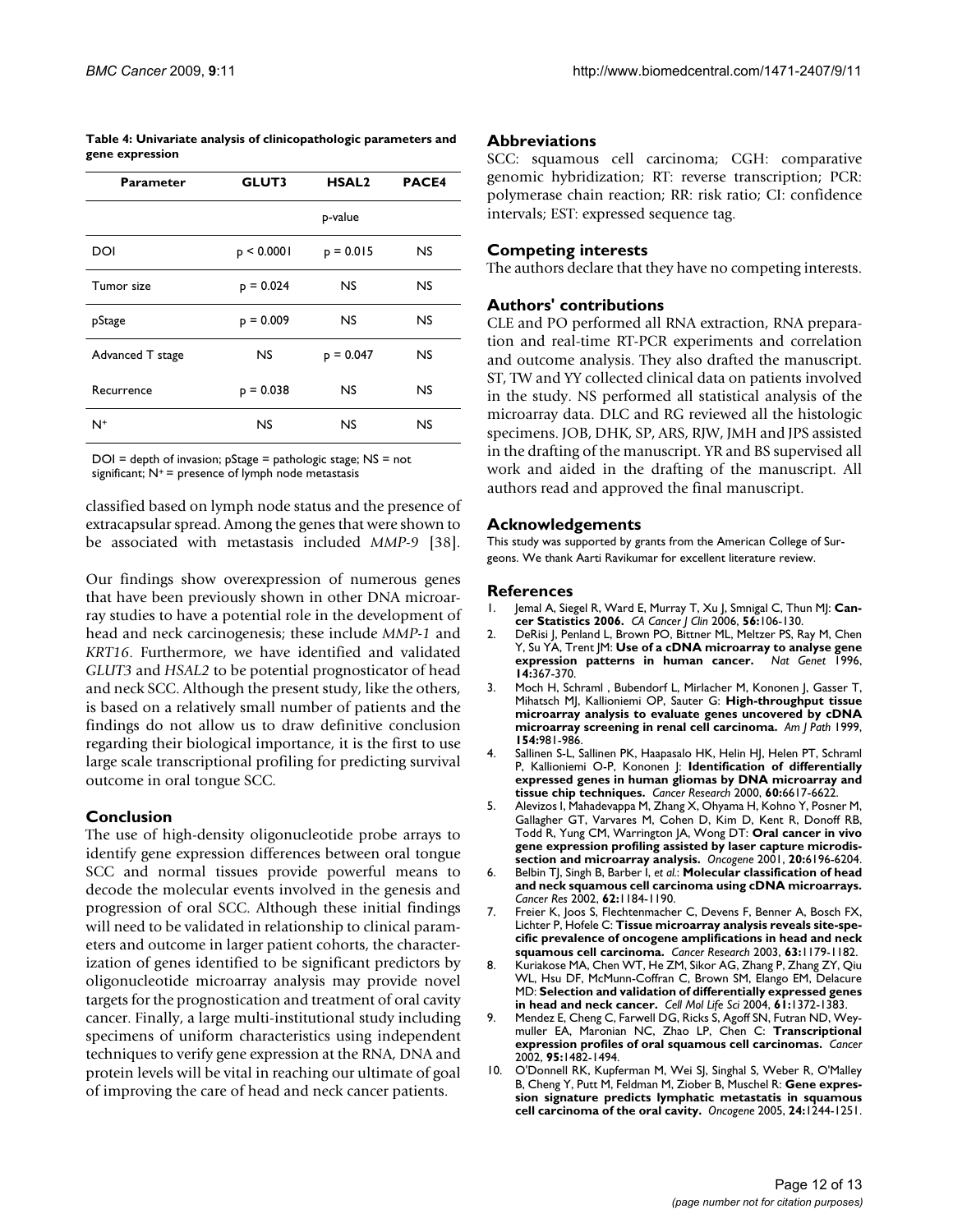**Table 4: Univariate analysis of clinicopathologic parameters and gene expression**

| Parameter | GLUT3 | HSAL2 | PACE4 |
| --- | --- | --- | --- |
| | | p-value | |
| DOI | $p < 0.0001$ | $p = 0.015$ | NS |
| Tumor size | $p = 0.024$ | NS | NS |
| pStage | $p = 0.009$ | NS | NS |
| Advanced T stage | NS | $p = 0.047$ | NS |
| Recurrence | $p = 0.038$ | NS | NS |
| $N^+$ | NS | NS | NS |

DOI = depth of invasion; pStage = pathologic stage; NS = not significant; $N^+$ = presence of lymph node metastasis

classified based on lymph node status and the presence of extracapsular spread. Among the genes that were shown to be associated with metastasis included *MMP-9* [38].

Our findings show overexpression of numerous genes that have been previously shown in other DNA microarray studies to have a potential role in the development of head and neck carcinogenesis; these include *MMP-1* and *KRT16*. Furthermore, we have identified and validated *GLUT3* and *HSAL2* to be potential prognosticator of head and neck SCC. Although the present study, like the others, is based on a relatively small number of patients and the findings do not allow us to draw definitive conclusion regarding their biological importance, it is the first to use large scale transcriptional profiling for predicting survival outcome in oral tongue SCC.

## Conclusion

The use of high-density oligonucleotide probe arrays to identify gene expression differences between oral tongue SCC and normal tissues provide powerful means to decode the molecular events involved in the genesis and progression of oral SCC. Although these initial findings will need to be validated in relationship to clinical parameters and outcome in larger patient cohorts, the characterization of genes identified to be significant predictors by oligonucleotide microarray analysis may provide novel targets for the prognostication and treatment of oral cavity cancer. Finally, a large multi-institutional study including specimens of uniform characteristics using independent techniques to verify gene expression at the RNA, DNA and protein levels will be vital in reaching our ultimate of goal of improving the care of head and neck cancer patients.

## Abbreviations

SCC: squamous cell carcinoma; CGH: comparative genomic hybridization; RT: reverse transcription; PCR: polymerase chain reaction; RR: risk ratio; CI: confidence intervals; EST: expressed sequence tag.

## Competing interests

The authors declare that they have no competing interests.

## Authors' contributions

CLE and PO performed all RNA extraction, RNA preparation and real-time RT-PCR experiments and correlation and outcome analysis. They also drafted the manuscript. ST, TW and YY collected clinical data on patients involved in the study. NS performed all statistical analysis of the microarray data. DLC and RG reviewed all the histologic specimens. JOB, DHK, SP, ARS, RJW, JMH and JPS assisted in the drafting of the manuscript. YR and BS supervised all work and aided in the drafting of the manuscript. All authors read and approved the final manuscript.

## Acknowledgements

This study was supported by grants from the American College of Surgeons. We thank Aarti Ravikumar for excellent literature review.

## References

1. Jemal A, Siegel R, Ward E, Murray T, Xu J, Smnigal C, Thun MJ: **Cancer Statistics 2006.** *CA Cancer J Clin* 2006, **56:**106-130.
2. DeRisi J, Penland L, Brown PO, Bittner ML, Meltzer PS, Ray M, Chen Y, Su YA, Trent JM: **Use of a cDNA microarray to analyse gene expression patterns in human cancer.** *Nat Genet* 1996, **14:**367-370.
3. Moch H, Schraml , Bubendorf L, Mirlacher M, Kononen J, Gasser T, Mihatsch MJ, Kallioniemi OP, Sauter G: **High-throughput tissue microarray analysis to evaluate genes uncovered by cDNA microarray screening in renal cell carcinoma.** *Am J Path* 1999, **154:**981-986.
4. Sallinen S-L, Sallinen PK, Haapasalo HK, Helin HJ, Helen PT, Schraml P, Kallioniemi O-P, Kononen J: **Identification of differentially expressed genes in human gliomas by DNA microarray and tissue chip techniques.** *Cancer Research* 2000, **60:**6617-6622.
5. Alevizos I, Mahadevappa M, Zhang X, Ohyama H, Kohno Y, Posner M, Gallagher GT, Varvares M, Cohen D, Kim D, Kent R, Donoff RB, Todd R, Yung CM, Warrington JA, Wong DT: **Oral cancer in vivo gene expression profiling assisted by laser capture microdissection and microarray analysis.** *Oncogene* 2001, **20:**6196-6204.
6. Belbin TJ, Singh B, Barber I, *et al.*: **Molecular classification of head and neck squamous cell carcinoma using cDNA microarrays.** *Cancer Res* 2002, **62:**1184-1190.
7. Freier K, Joos S, Flechtenmacher C, Devens F, Benner A, Bosch FX, Lichter P, Hofele C: **Tissue microarray analysis reveals site-specific prevalence of oncogene amplifications in head and neck squamous cell carcinoma.** *Cancer Research* 2003, **63:**1179-1182.
8. Kuriakose MA, Chen WT, He ZM, Sikor AG, Zhang P, Zhang ZY, Qiu WL, Hsu DF, McMunn-Coffran C, Brown SM, Elango EM, Delacure MD: **Selection and validation of differentially expressed genes in head and neck cancer.** *Cell Mol Life Sci* 2004, **61:**1372-1383.
9. Mendez E, Cheng C, Farwell DG, Ricks S, Agoff SN, Futran ND, Weymuller EA, Maronian NC, Zhao LP, Chen C: **Transcriptional expression profiles of oral squamous cell carcinomas.** *Cancer* 2002, **95:**1482-1494.
10. O'Donnell RK, Kupferman M, Wei SJ, Singhal S, Weber R, O'Malley B, Cheng Y, Putt M, Feldman M, Ziober B, Muschel R: **Gene expression signature predicts lymphatic metastatis in squamous cell carcinoma of the oral cavity.** *Oncogene* 2005, **24:**1244-1251.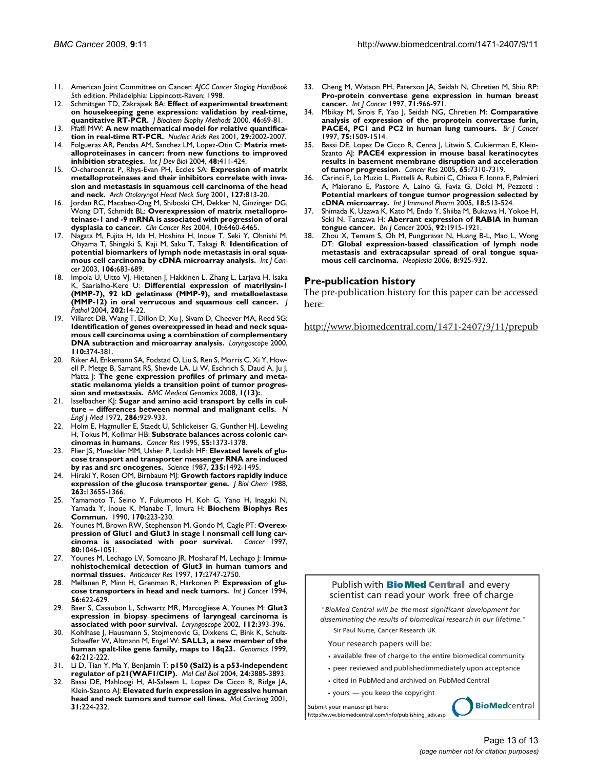11. American Joint Committee on Cancer: *AJCC Cancer Staging Handbook* 5th edition. Philadelphia: Lippincott-Raven; 1998.
12. Schmittgen TD, Zakrajsek BA: **Effect of experimental treatment on housekeeping gene expression: validation by real-time, quantitative RT-PCR.** *J Biochem Biophy Methods* 2000, **46:**69-81.
13. Pfaffl MW: **A new mathematical model for relative quantification in real-time RT-PCR.** *Nucleic Acids Res* 2001, **29:**2002-2007.
14. Folgueras AR, Pendas AM, Sanchez LM, Lopez-Otin C: **Matrix metalloproteinases in cancer: from new functions to improved inhibition strategies.** *Int J Dev Biol* 2004, **48:**411-424.
15. O-charoenrat P, Rhys-Evan PH, Eccles SA: **Expression of matrix metalloproteinases and their inhibitors correlate with invasion and metastasis in squamous cell carcinoma of the head and neck.** *Arch Otolaryngol Head Neck Surg* 2001, **127:**813-20.
16. Jordan RC, Macabeo-Ong M, Shiboski CH, Dekker N, Ginzinger DG, Wong DT, Schmidt BL: **Overexpression of matrix metalloproteinase-1 and -9 mRNA is associated with progression of oral dysplasia to cancer.** *Clin Cancer Res* 2004, **10:**6460-6465.
17. Nagata M, Fujita H, Ida H, Hoshina H, Inoue T, Seki Y, Ohnishi M, Ohyama T, Shingaki S, Kaji M, Saku T, Takagi R: **Identification of potential biomarkers of lymph node metastasis in oral squamous cell carcinoma by cDNA microarray analysis.** *Int J Cancer* 2003, **106:**683-689.
18. Impola U, Uitto VJ, Hietanen J, Hakkinen L, Zhang L, Larjava H, Isaka K, Saarialho-Kere U: **Differential expression of matrilysin-1 (MMP-7), 92 kD gelatinase (MMP-9), and metalloelastase (MMP-12) in oral verrucous and squamous cell cancer.** *J Pathol* 2004, **202:**14-22.
19. Villaret DB, Wang T, Dillon D, Xu J, Sivam D, Cheever MA, Reed SG: **Identification of genes overexpressed in head and neck squamous cell carcinoma using a combination of complementary DNA subtraction and microarray analysis.** *Laryngoscope* 2000, **110:**374-381.
20. Riker AI, Enkemann SA, Fodstad O, Liu S, Ren S, Morris C, Xi Y, Howell P, Metge B, Samant RS, Shevde LA, Li W, Eschrich S, Daud A, Ju J, Matta J: **The gene expression profiles of primary and metastatic melanoma yields a transition point of tumor progression and metastasis.** *BMC Medical Genomics* 2008, **1(13):**.
21. Isselbacher KJ: **Sugar and amino acid transport by cells in culture – differences between normal and malignant cells.** *N Engl J Med* 1972, **286:**929-933.
22. Holm E, Hagmuller E, Staedt U, Schlickeiser G, Gunther HJ, Leweling H, Tokus M, Kollmar HB: **Substrate balances across colonic carcinomas in humans.** *Cancer Res* 1995, **55:**1373-1378.
23. Flier JS, Mueckler MM, Usher P, Lodish HF: **Elevated levels of glucose transport and transporter messenger RNA are induced by ras and src oncogenes.** *Science* 1987, **235:**1492-1495.
24. Hiraki Y, Rosen OM, Birnbaum MJ: **Growth factors rapidly induce expression of the glucose transporter gene.** *J Biol Chem* 1988, **263:**13655-1366.
25. Yamamoto T, Seino Y, Fukumoto H, Koh G, Yano H, Inagaki N, Yamada Y, Inoue K, Manabe T, Imura H: **Biochem Biophys Res Commun.** 1990, **170:**223-230.
26. Younes M, Brown RW, Stephenson M, Gondo M, Cagle PT: **Overexpression of Glut1 and Glut3 in stage I nonsmall cell lung carcinoma is associated with poor survival.** *Cancer* 1997, **80:**1046-1051.
27. Younes M, Lechago LV, Somoano JR, Mosharaf M, Lechago J: **Immunohistochemical detection of Glut3 in human tumors and normal tissues.** *Anticancer Res* 1997, **17:**2747-2750.
28. Mellanen P, Minn H, Grenman R, Harkonen P: **Expression of glucose transporters in head and neck tumors.** *Int J Cancer* 1994, **56:**622-629.
29. Baer S, Casaubon L, Schwartz MR, Marcogliese A, Younes M: **Glut3 expression in biopsy specimens of laryngeal carcinoma is associated with poor survival.** *Laryngoscope* 2002, **112:**393-396.
30. Kohlhase J, Hausmann S, Stojmenovic G, Dixkens C, Bink K, Schulz-Schaeffer W, Altmann M, Engel W: **SALL3, a new member of the human spalt-like gene family, maps to 18q23.** *Genomics* 1999, **62:**212-222.
31. Li D, Tian Y, Ma Y, Benjamin T: **p150 (Sal2) is a p53-independent regulator of p21(WAF1/CIP).** *Mol Cell Biol* 2004, **24:**3885-3893.
32. Bassi DE, Mahloogi H, Al-Saleem L, Lopez De Cicco R, Ridge JA, Klein-Szanto AJ: **Elevated furin expression in aggressive human head and neck tumors and tumor cell lines.** *Mol Carcinog* 2001, **31:**224-232.
33. Cheng M, Watson PH, Paterson JA, Seidah N, Chretien M, Shiu RP: **Pro-protein convertase gene expression in human breast cancer.** *Int J Cancer* 1997, **71:**966-971.
34. Mbikay M, Sirois F, Yao J, Seidah NG, Chretien M: **Comparative analysis of expression of the proprotein convertase furin, PACE4, PC1 and PC2 in human lung tumours.** *Br J Cancer* 1997, **75:**1509-1514.
35. Bassi DE, Lopez De Cicco R, Cenna J, Litwin S, Cukierman E, Klein-Szanto AJ: **PACE4 expression in mouse basal keratinocytes results in basement membrane disruption and acceleration of tumor progression.** *Cancer Res* 2005, **65:**7310-7319.
36. Carinci F, Lo Muzio L, Piattelli A, Rubini C, Chiesa F, Ionna F, Palmieri A, Maiorano E, Pastore A, Laino G, Favia G, Dolci M, Pezzetti : **Potential markers of tongue tumor progression selected by cDNA microarray.** *Int J Immunol Pharm* 2005, **18:**513-524.
37. Shimada K, Uzawa K, Kato M, Endo Y, Shiiba M, Bukawa H, Yokoe H, Seki N, Tanzawa H: **Aberrant expression of RABIA in human tongue cancer.** *Bri J Cancer* 2005, **92:**1915-1921.
38. Zhou X, Temam S, Oh M, Pungpravat N, Huang B-L, Mao L, Wong DT: **Global expression-based classification of lymph node metastasis and extracapsular spread of oral tongue squamous cell carcinoma.** *Neoplasia* 2006, **8:**925-932.

## Pre-publication history

The pre-publication history for this paper can be accessed here:

http://www.biomedcentral.com/1471-2407/9/11/prepub

Publish with **BioMed Central** and every scientist can read your work free of charge

*"BioMed Central will be the most significant development for disseminating the results of biomedical research in our lifetime."*

Sir Paul Nurse, Cancer Research UK

Your research papers will be:

- available free of charge to the entire biomedical community
- peer reviewed and published immediately upon acceptance
- cited in PubMed and archived on PubMed Central
- yours — you keep the copyright

Submit your manuscript here:
http://www.biomedcentral.com/info/publishing_adv.asp

BioMedcentral